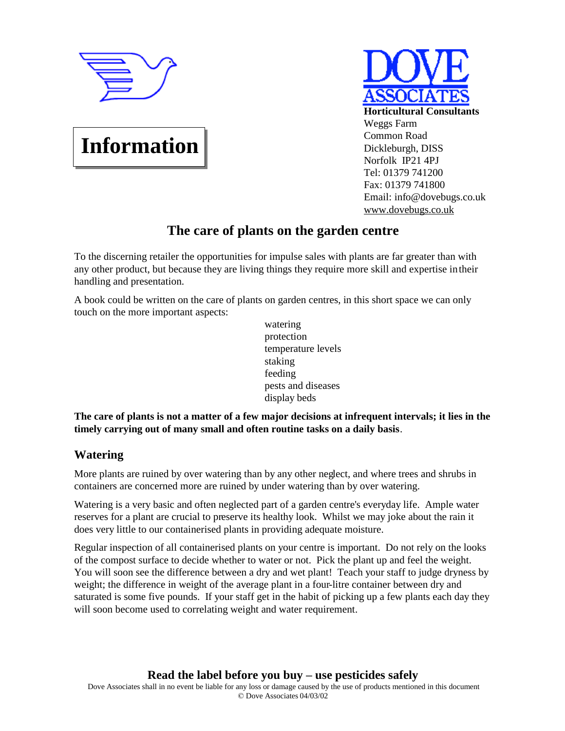**Information**

**DOVE ASSOCIATES**
**Horticultural Consultants**
Weggs Farm
Common Road
Dickleburgh, DISS
Norfolk IP21 4PJ
Tel: 01379 741200
Fax: 01379 741800
Email: info@dovebugs.co.uk
www.dovebugs.co.uk

# The care of plants on the garden centre

To the discerning retailer the opportunities for impulse sales with plants are far greater than with any other product, but because they are living things they require more skill and expertise in their handling and presentation.

A book could be written on the care of plants on garden centres, in this short space we can only touch on the more important aspects:

- watering
- protection
- temperature levels
- staking
- feeding
- pests and diseases
- display beds

**The care of plants is not a matter of a few major decisions at infrequent intervals; it lies in the timely carrying out of many small and often routine tasks on a daily basis**.

## Watering

More plants are ruined by over watering than by any other neglect, and where trees and shrubs in containers are concerned more are ruined by under watering than by over watering.

Watering is a very basic and often neglected part of a garden centre's everyday life. Ample water reserves for a plant are crucial to preserve its healthy look. Whilst we may joke about the rain it does very little to our containerised plants in providing adequate moisture.

Regular inspection of all containerised plants on your centre is important. Do not rely on the looks of the compost surface to decide whether to water or not. Pick the plant up and feel the weight. You will soon see the difference between a dry and wet plant! Teach your staff to judge dryness by weight; the difference in weight of the average plant in a four-litre container between dry and saturated is some five pounds. If your staff get in the habit of picking up a few plants each day they will soon become used to correlating weight and water requirement.

**Read the label before you buy – use pesticides safely**

Dove Associates shall in no event be liable for any loss or damage caused by the use of products mentioned in this document
© Dove Associates 04/03/02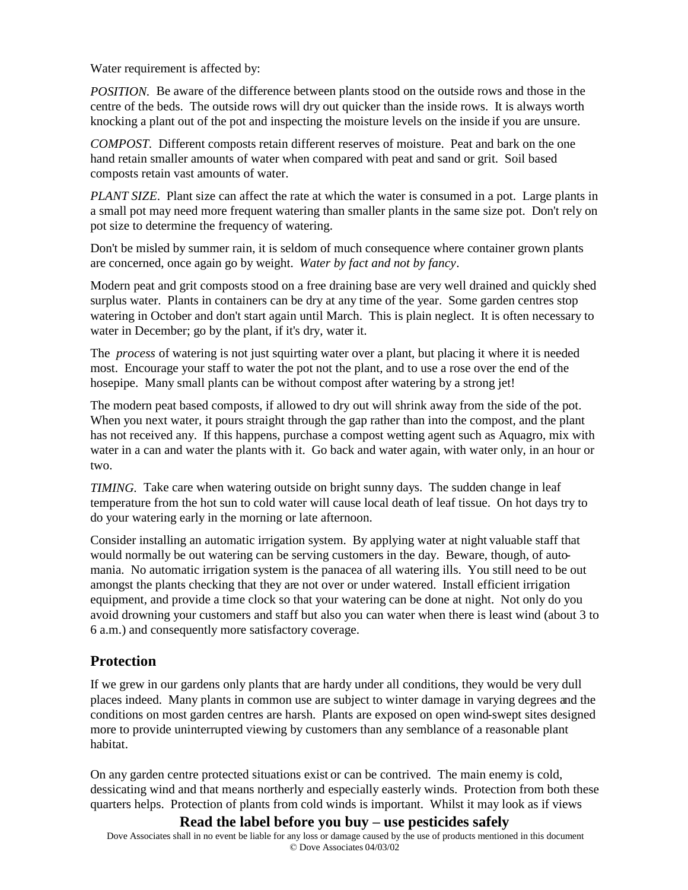Water requirement is affected by:

*POSITION*. Be aware of the difference between plants stood on the outside rows and those in the centre of the beds. The outside rows will dry out quicker than the inside rows. It is always worth knocking a plant out of the pot and inspecting the moisture levels on the inside if you are unsure.

*COMPOST*. Different composts retain different reserves of moisture. Peat and bark on the one hand retain smaller amounts of water when compared with peat and sand or grit. Soil based composts retain vast amounts of water.

*PLANT SIZE*. Plant size can affect the rate at which the water is consumed in a pot. Large plants in a small pot may need more frequent watering than smaller plants in the same size pot. Don't rely on pot size to determine the frequency of watering.

Don't be misled by summer rain, it is seldom of much consequence where container grown plants are concerned, once again go by weight. *Water by fact and not by fancy*.

Modern peat and grit composts stood on a free draining base are very well drained and quickly shed surplus water. Plants in containers can be dry at any time of the year. Some garden centres stop watering in October and don't start again until March. This is plain neglect. It is often necessary to water in December; go by the plant, if it's dry, water it.

The *process* of watering is not just squirting water over a plant, but placing it where it is needed most. Encourage your staff to water the pot not the plant, and to use a rose over the end of the hosepipe. Many small plants can be without compost after watering by a strong jet!

The modern peat based composts, if allowed to dry out will shrink away from the side of the pot. When you next water, it pours straight through the gap rather than into the compost, and the plant has not received any. If this happens, purchase a compost wetting agent such as Aquagro, mix with water in a can and water the plants with it. Go back and water again, with water only, in an hour or two.

*TIMING*. Take care when watering outside on bright sunny days. The sudden change in leaf temperature from the hot sun to cold water will cause local death of leaf tissue. On hot days try to do your watering early in the morning or late afternoon.

Consider installing an automatic irrigation system. By applying water at night valuable staff that would normally be out watering can be serving customers in the day. Beware, though, of auto-mania. No automatic irrigation system is the panacea of all watering ills. You still need to be out amongst the plants checking that they are not over or under watered. Install efficient irrigation equipment, and provide a time clock so that your watering can be done at night. Not only do you avoid drowning your customers and staff but also you can water when there is least wind (about 3 to 6 a.m.) and consequently more satisfactory coverage.

## Protection

If we grew in our gardens only plants that are hardy under all conditions, they would be very dull places indeed. Many plants in common use are subject to winter damage in varying degrees and the conditions on most garden centres are harsh. Plants are exposed on open wind-swept sites designed more to provide uninterrupted viewing by customers than any semblance of a reasonable plant habitat.

On any garden centre protected situations exist or can be contrived. The main enemy is cold, dessicating wind and that means northerly and especially easterly winds. Protection from both these quarters helps. Protection of plants from cold winds is important. Whilst it may look as if views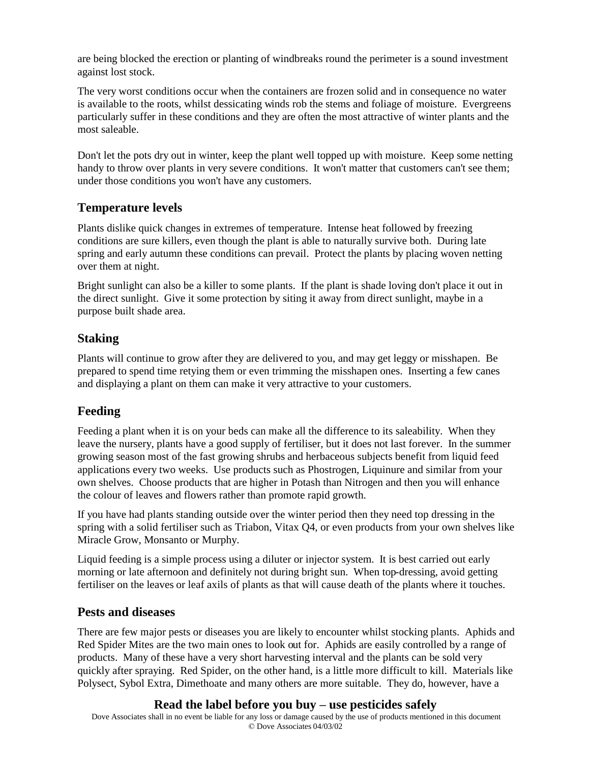are being blocked the erection or planting of windbreaks round the perimeter is a sound investment against lost stock.

The very worst conditions occur when the containers are frozen solid and in consequence no water is available to the roots, whilst dessicating winds rob the stems and foliage of moisture. Evergreens particularly suffer in these conditions and they are often the most attractive of winter plants and the most saleable.

Don't let the pots dry out in winter, keep the plant well topped up with moisture. Keep some netting handy to throw over plants in very severe conditions. It won't matter that customers can't see them; under those conditions you won't have any customers.

## Temperature levels

Plants dislike quick changes in extremes of temperature. Intense heat followed by freezing conditions are sure killers, even though the plant is able to naturally survive both. During late spring and early autumn these conditions can prevail. Protect the plants by placing woven netting over them at night.

Bright sunlight can also be a killer to some plants. If the plant is shade loving don't place it out in the direct sunlight. Give it some protection by siting it away from direct sunlight, maybe in a purpose built shade area.

## Staking

Plants will continue to grow after they are delivered to you, and may get leggy or misshapen. Be prepared to spend time retying them or even trimming the misshapen ones. Inserting a few canes and displaying a plant on them can make it very attractive to your customers.

## Feeding

Feeding a plant when it is on your beds can make all the difference to its saleability. When they leave the nursery, plants have a good supply of fertiliser, but it does not last forever. In the summer growing season most of the fast growing shrubs and herbaceous subjects benefit from liquid feed applications every two weeks. Use products such as Phostrogen, Liquinure and similar from your own shelves. Choose products that are higher in Potash than Nitrogen and then you will enhance the colour of leaves and flowers rather than promote rapid growth.

If you have had plants standing outside over the winter period then they need top dressing in the spring with a solid fertiliser such as Triabon, Vitax Q4, or even products from your own shelves like Miracle Grow, Monsanto or Murphy.

Liquid feeding is a simple process using a diluter or injector system. It is best carried out early morning or late afternoon and definitely not during bright sun. When top-dressing, avoid getting fertiliser on the leaves or leaf axils of plants as that will cause death of the plants where it touches.

## Pests and diseases

There are few major pests or diseases you are likely to encounter whilst stocking plants. Aphids and Red Spider Mites are the two main ones to look out for. Aphids are easily controlled by a range of products. Many of these have a very short harvesting interval and the plants can be sold very quickly after spraying. Red Spider, on the other hand, is a little more difficult to kill. Materials like Polysect, Sybol Extra, Dimethoate and many others are more suitable. They do, however, have a

**Read the label before you buy – use pesticides safely**

Dove Associates shall in no event be liable for any loss or damage caused by the use of products mentioned in this document
© Dove Associates 04/03/02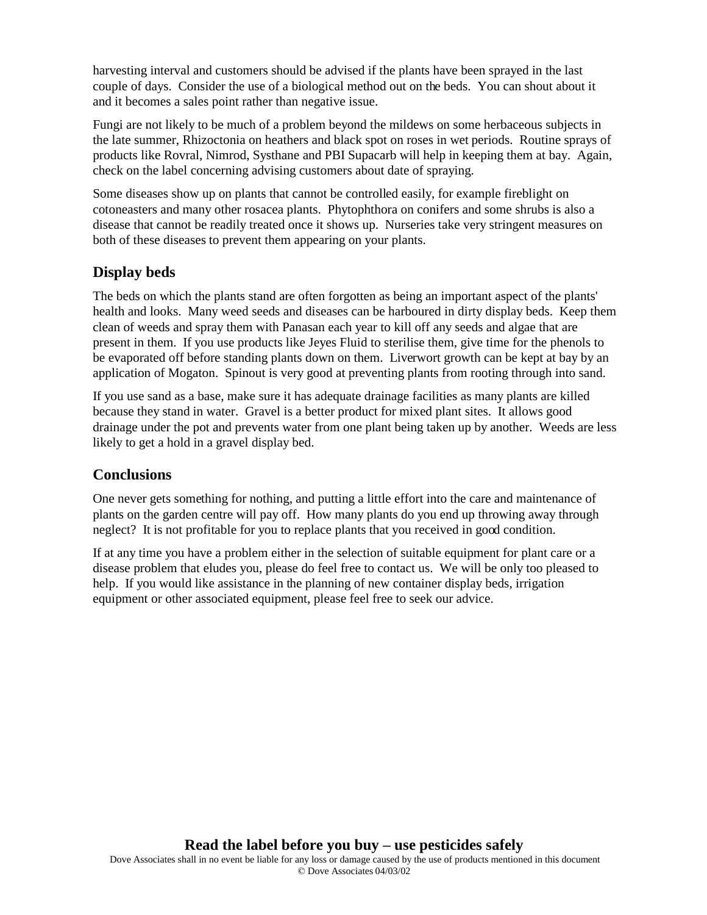harvesting interval and customers should be advised if the plants have been sprayed in the last couple of days. Consider the use of a biological method out on the beds. You can shout about it and it becomes a sales point rather than negative issue.

Fungi are not likely to be much of a problem beyond the mildews on some herbaceous subjects in the late summer, Rhizoctonia on heathers and black spot on roses in wet periods. Routine sprays of products like Rovral, Nimrod, Systhane and PBI Supacarb will help in keeping them at bay. Again, check on the label concerning advising customers about date of spraying.

Some diseases show up on plants that cannot be controlled easily, for example fireblight on cotoneasters and many other rosacea plants. Phytophthora on conifers and some shrubs is also a disease that cannot be readily treated once it shows up. Nurseries take very stringent measures on both of these diseases to prevent them appearing on your plants.

## Display beds

The beds on which the plants stand are often forgotten as being an important aspect of the plants' health and looks. Many weed seeds and diseases can be harboured in dirty display beds. Keep them clean of weeds and spray them with Panasan each year to kill off any seeds and algae that are present in them. If you use products like Jeyes Fluid to sterilise them, give time for the phenols to be evaporated off before standing plants down on them. Liverwort growth can be kept at bay by an application of Mogaton. Spinout is very good at preventing plants from rooting through into sand.

If you use sand as a base, make sure it has adequate drainage facilities as many plants are killed because they stand in water. Gravel is a better product for mixed plant sites. It allows good drainage under the pot and prevents water from one plant being taken up by another. Weeds are less likely to get a hold in a gravel display bed.

## Conclusions

One never gets something for nothing, and putting a little effort into the care and maintenance of plants on the garden centre will pay off. How many plants do you end up throwing away through neglect? It is not profitable for you to replace plants that you received in good condition.

If at any time you have a problem either in the selection of suitable equipment for plant care or a disease problem that eludes you, please do feel free to contact us. We will be only too pleased to help. If you would like assistance in the planning of new container display beds, irrigation equipment or other associated equipment, please feel free to seek our advice.

**Read the label before you buy – use pesticides safely**

Dove Associates shall in no event be liable for any loss or damage caused by the use of products mentioned in this document

© Dove Associates 04/03/02